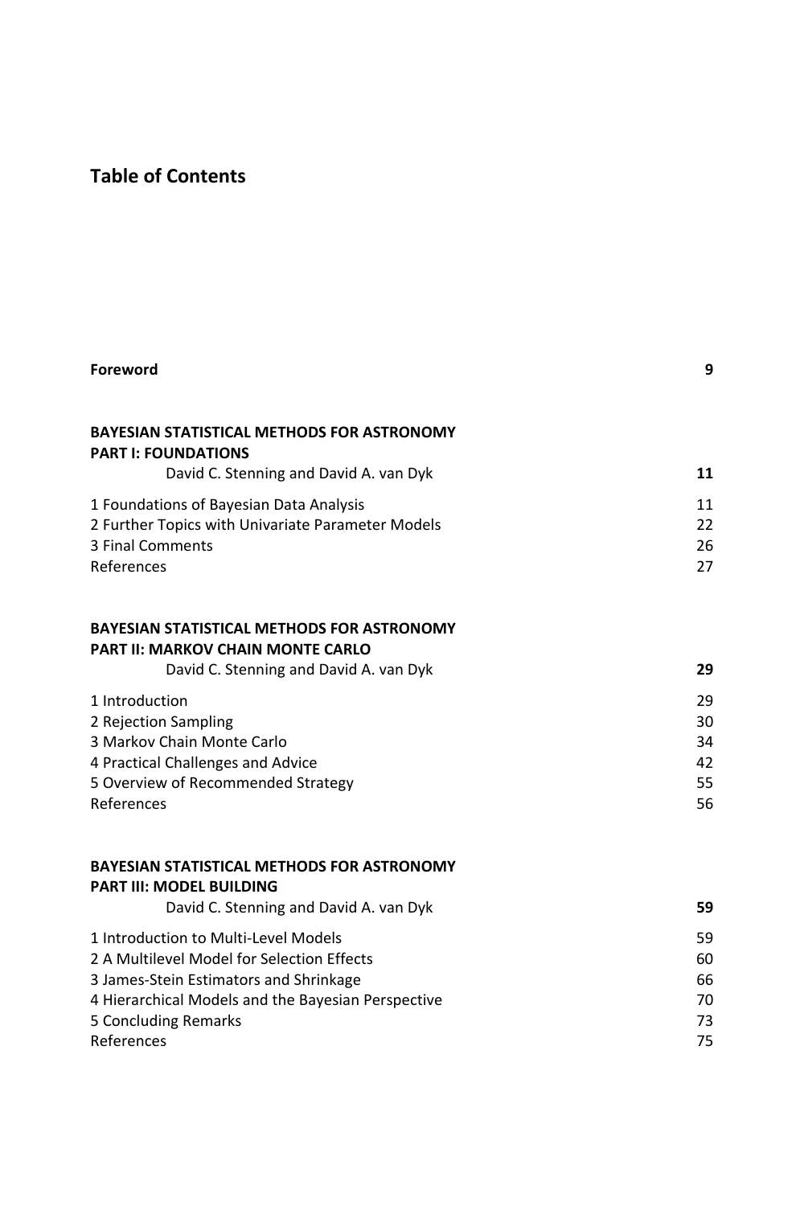# Table of Contents

| | |
|---|---|
| **Foreword** | **9** |
| | |
| **BAYESIAN STATISTICAL METHODS FOR ASTRONOMY** | |
| **PART I: FOUNDATIONS** | |
| David C. Stenning and David A. van Dyk | **11** |
| 1 Foundations of Bayesian Data Analysis | 11 |
| 2 Further Topics with Univariate Parameter Models | 22 |
| 3 Final Comments | 26 |
| References | 27 |
| | |
| **BAYESIAN STATISTICAL METHODS FOR ASTRONOMY** | |
| **PART II: MARKOV CHAIN MONTE CARLO** | |
| David C. Stenning and David A. van Dyk | **29** |
| 1 Introduction | 29 |
| 2 Rejection Sampling | 30 |
| 3 Markov Chain Monte Carlo | 34 |
| 4 Practical Challenges and Advice | 42 |
| 5 Overview of Recommended Strategy | 55 |
| References | 56 |
| | |
| **BAYESIAN STATISTICAL METHODS FOR ASTRONOMY** | |
| **PART III: MODEL BUILDING** | |
| David C. Stenning and David A. van Dyk | **59** |
| 1 Introduction to Multi-Level Models | 59 |
| 2 A Multilevel Model for Selection Effects | 60 |
| 3 James-Stein Estimators and Shrinkage | 66 |
| 4 Hierarchical Models and the Bayesian Perspective | 70 |
| 5 Concluding Remarks | 73 |
| References | 75 |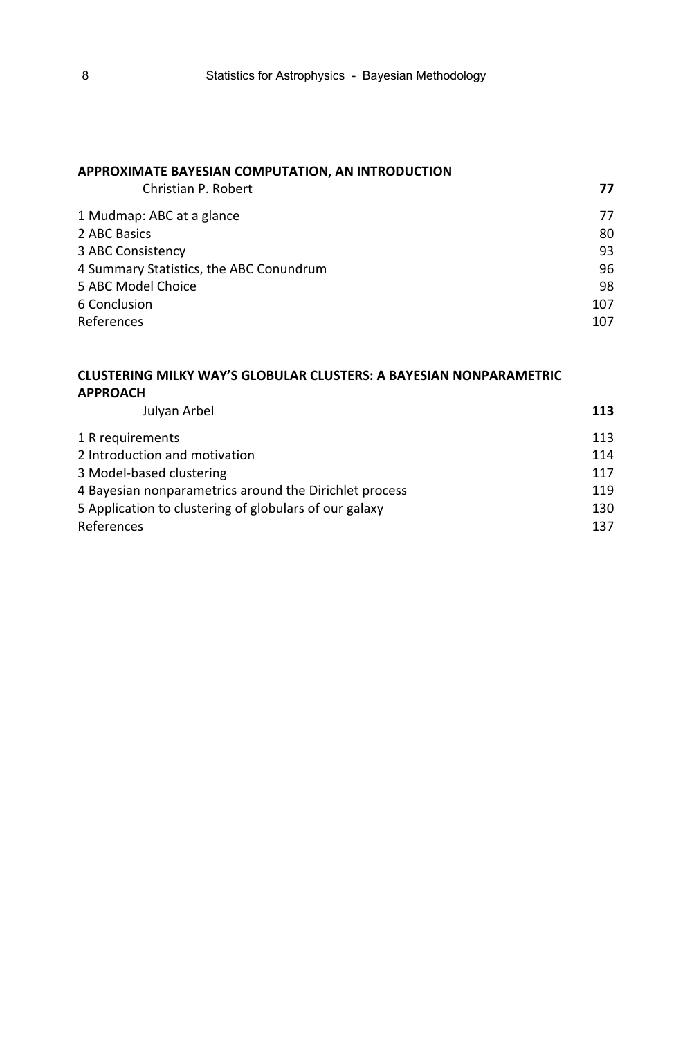**APPROXIMATE BAYESIAN COMPUTATION, AN INTRODUCTION**

Christian P. Robert **77**

| | |
|---|---|
| 1 Mudmap: ABC at a glance | 77 |
| 2 ABC Basics | 80 |
| 3 ABC Consistency | 93 |
| 4 Summary Statistics, the ABC Conundrum | 96 |
| 5 ABC Model Choice | 98 |
| 6 Conclusion | 107 |
| References | 107 |

**CLUSTERING MILKY WAY'S GLOBULAR CLUSTERS: A BAYESIAN NONPARAMETRIC APPROACH**

Julyan Arbel **113**

| | |
|---|---|
| 1 R requirements | 113 |
| 2 Introduction and motivation | 114 |
| 3 Model-based clustering | 117 |
| 4 Bayesian nonparametrics around the Dirichlet process | 119 |
| 5 Application to clustering of globulars of our galaxy | 130 |
| References | 137 |